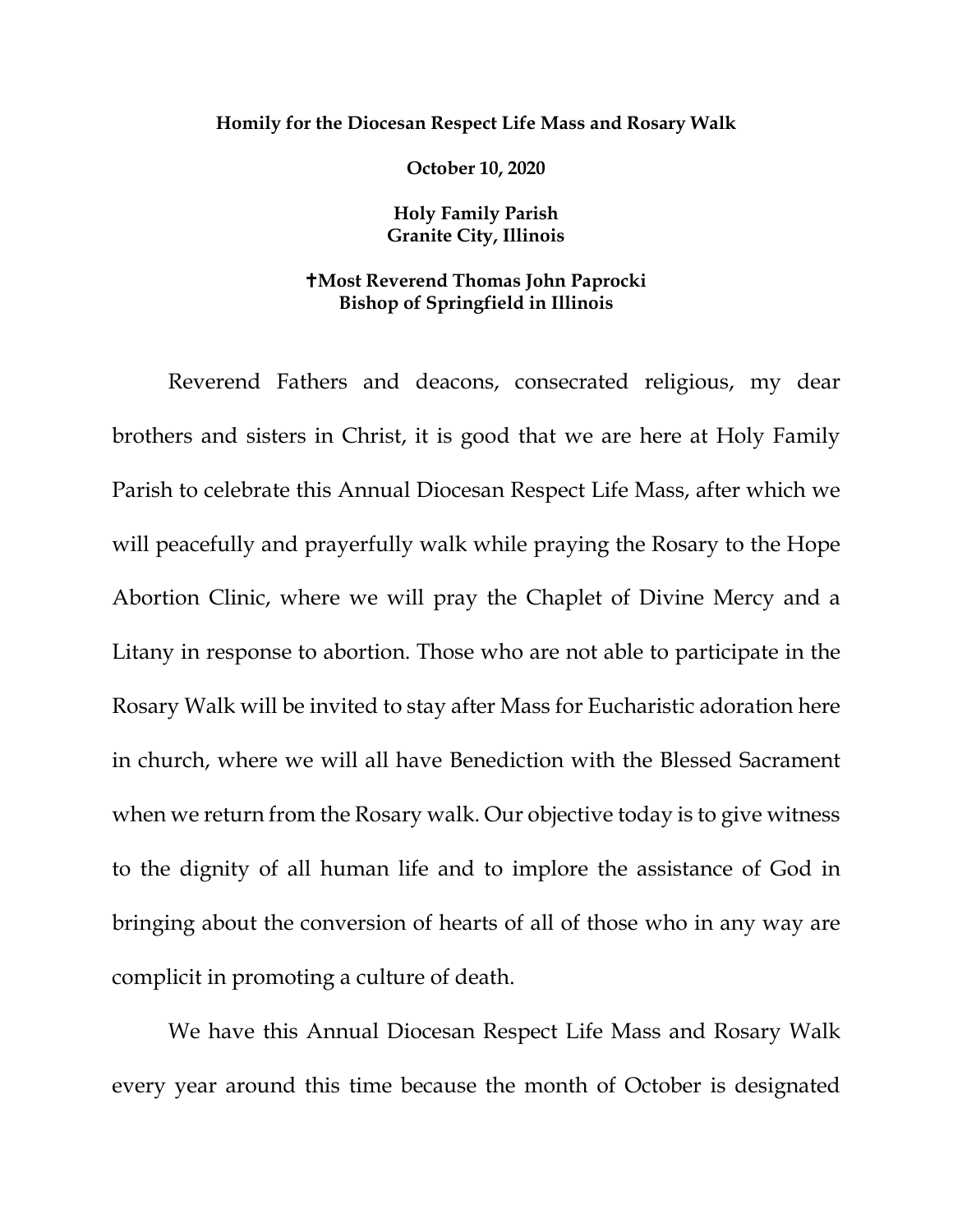**Homily for the Diocesan Respect Life Mass and Rosary Walk**

**October 10, 2020**

**Holy Family Parish**
**Granite City, Illinois**

**✝Most Reverend Thomas John Paprocki**
**Bishop of Springfield in Illinois**

Reverend Fathers and deacons, consecrated religious, my dear brothers and sisters in Christ, it is good that we are here at Holy Family Parish to celebrate this Annual Diocesan Respect Life Mass, after which we will peacefully and prayerfully walk while praying the Rosary to the Hope Abortion Clinic, where we will pray the Chaplet of Divine Mercy and a Litany in response to abortion. Those who are not able to participate in the Rosary Walk will be invited to stay after Mass for Eucharistic adoration here in church, where we will all have Benediction with the Blessed Sacrament when we return from the Rosary walk. Our objective today is to give witness to the dignity of all human life and to implore the assistance of God in bringing about the conversion of hearts of all of those who in any way are complicit in promoting a culture of death.

We have this Annual Diocesan Respect Life Mass and Rosary Walk every year around this time because the month of October is designated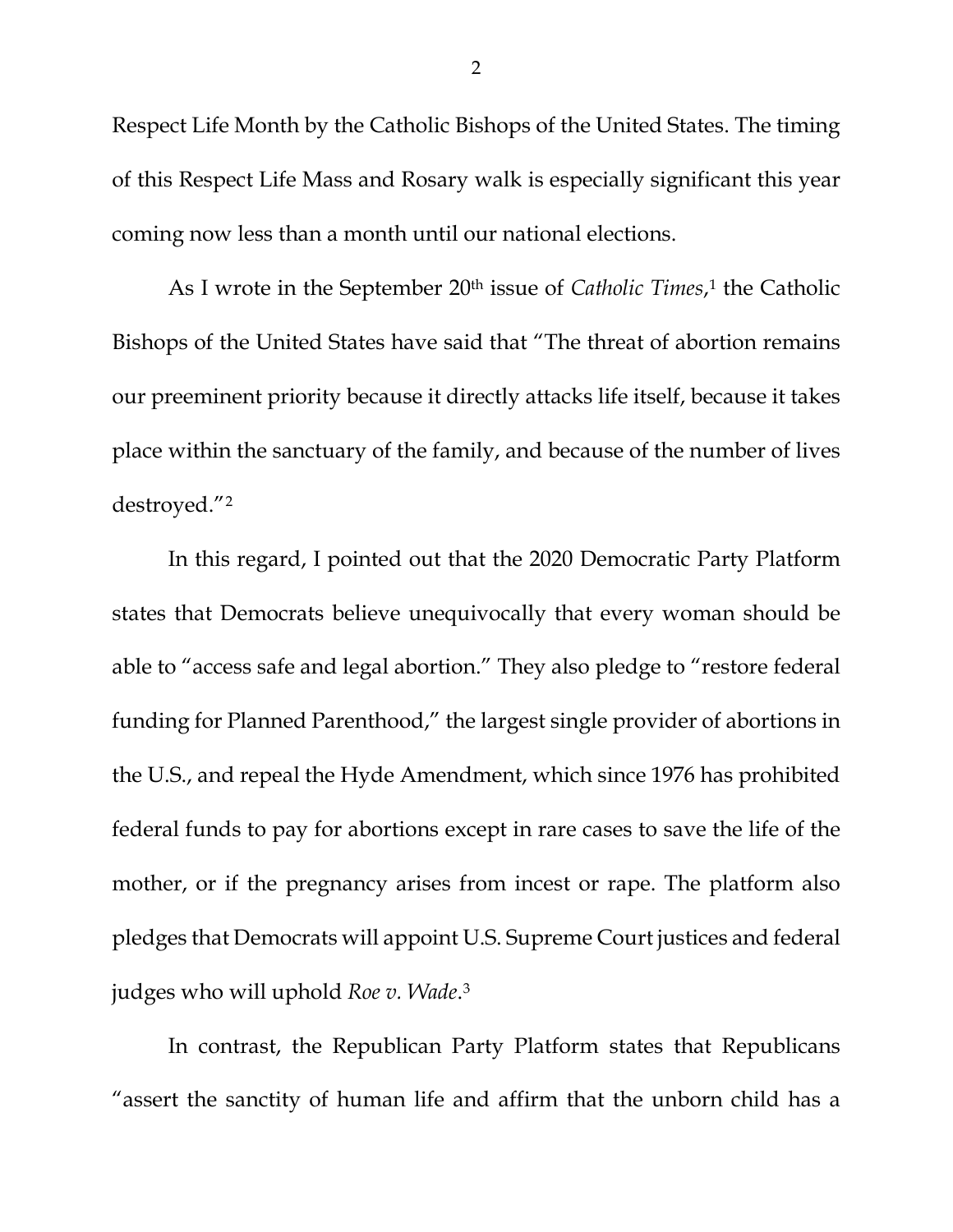Respect Life Month by the Catholic Bishops of the United States. The timing of this Respect Life Mass and Rosary walk is especially significant this year coming now less than a month until our national elections.

As I wrote in the September 20th issue of *Catholic Times*,[1] the Catholic Bishops of the United States have said that "The threat of abortion remains our preeminent priority because it directly attacks life itself, because it takes place within the sanctuary of the family, and because of the number of lives destroyed."[2]

In this regard, I pointed out that the 2020 Democratic Party Platform states that Democrats believe unequivocally that every woman should be able to "access safe and legal abortion." They also pledge to "restore federal funding for Planned Parenthood," the largest single provider of abortions in the U.S., and repeal the Hyde Amendment, which since 1976 has prohibited federal funds to pay for abortions except in rare cases to save the life of the mother, or if the pregnancy arises from incest or rape. The platform also pledges that Democrats will appoint U.S. Supreme Court justices and federal judges who will uphold *Roe v. Wade*.[3]

In contrast, the Republican Party Platform states that Republicans "assert the sanctity of human life and affirm that the unborn child has a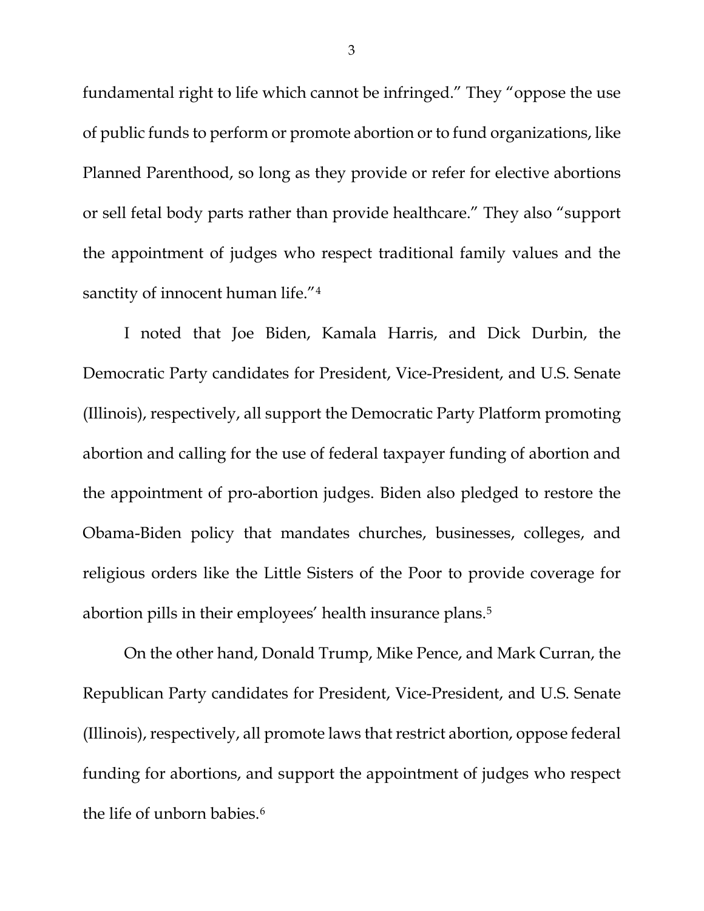fundamental right to life which cannot be infringed." They "oppose the use of public funds to perform or promote abortion or to fund organizations, like Planned Parenthood, so long as they provide or refer for elective abortions or sell fetal body parts rather than provide healthcare." They also "support the appointment of judges who respect traditional family values and the sanctity of innocent human life."[4]

I noted that Joe Biden, Kamala Harris, and Dick Durbin, the Democratic Party candidates for President, Vice-President, and U.S. Senate (Illinois), respectively, all support the Democratic Party Platform promoting abortion and calling for the use of federal taxpayer funding of abortion and the appointment of pro-abortion judges. Biden also pledged to restore the Obama-Biden policy that mandates churches, businesses, colleges, and religious orders like the Little Sisters of the Poor to provide coverage for abortion pills in their employees' health insurance plans.[5]

On the other hand, Donald Trump, Mike Pence, and Mark Curran, the Republican Party candidates for President, Vice-President, and U.S. Senate (Illinois), respectively, all promote laws that restrict abortion, oppose federal funding for abortions, and support the appointment of judges who respect the life of unborn babies.[6]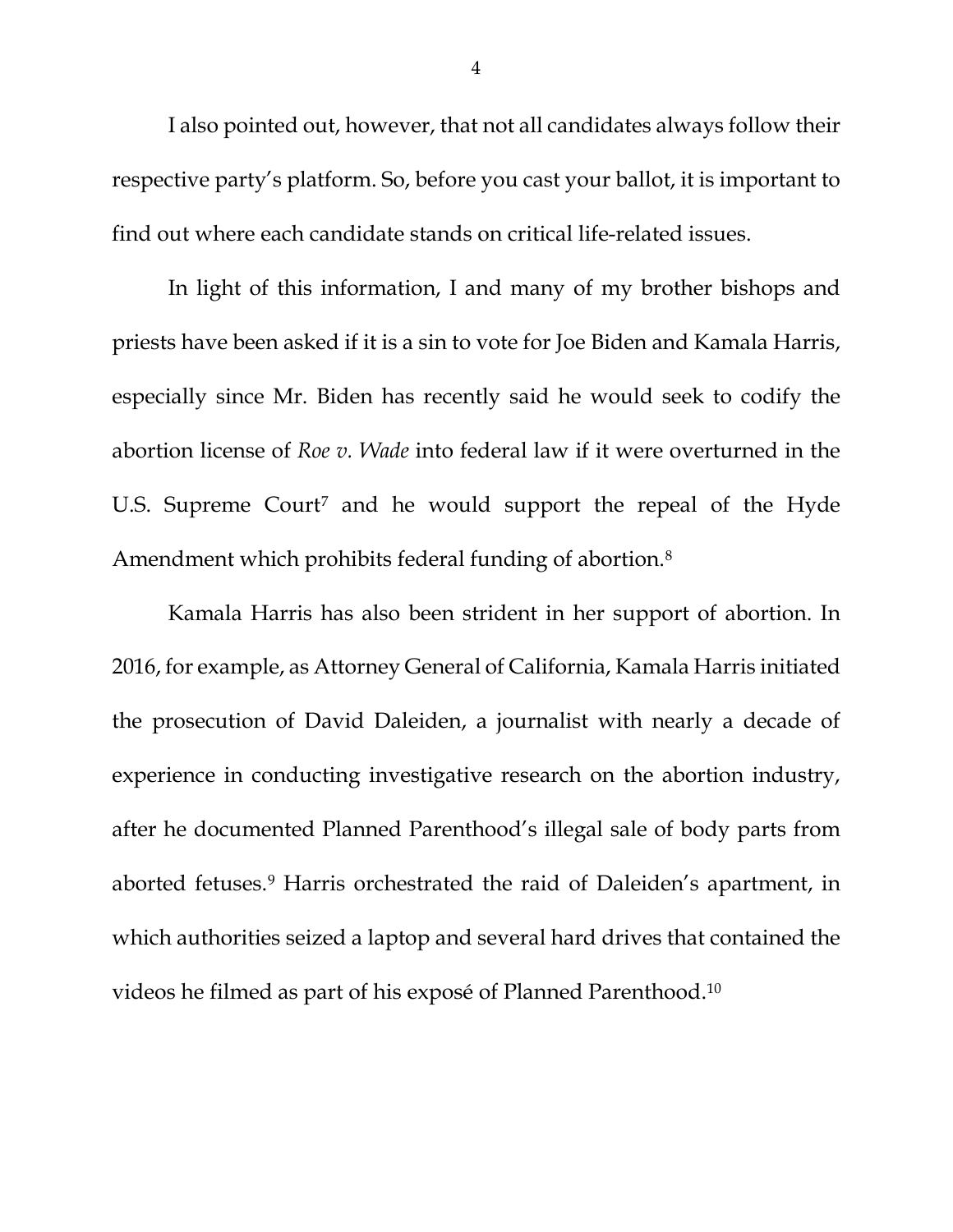I also pointed out, however, that not all candidates always follow their respective party's platform. So, before you cast your ballot, it is important to find out where each candidate stands on critical life-related issues.

In light of this information, I and many of my brother bishops and priests have been asked if it is a sin to vote for Joe Biden and Kamala Harris, especially since Mr. Biden has recently said he would seek to codify the abortion license of *Roe v. Wade* into federal law if it were overturned in the U.S. Supreme Court[7] and he would support the repeal of the Hyde Amendment which prohibits federal funding of abortion.[8]

Kamala Harris has also been strident in her support of abortion. In 2016, for example, as Attorney General of California, Kamala Harris initiated the prosecution of David Daleiden, a journalist with nearly a decade of experience in conducting investigative research on the abortion industry, after he documented Planned Parenthood's illegal sale of body parts from aborted fetuses.[9] Harris orchestrated the raid of Daleiden's apartment, in which authorities seized a laptop and several hard drives that contained the videos he filmed as part of his exposé of Planned Parenthood.[10]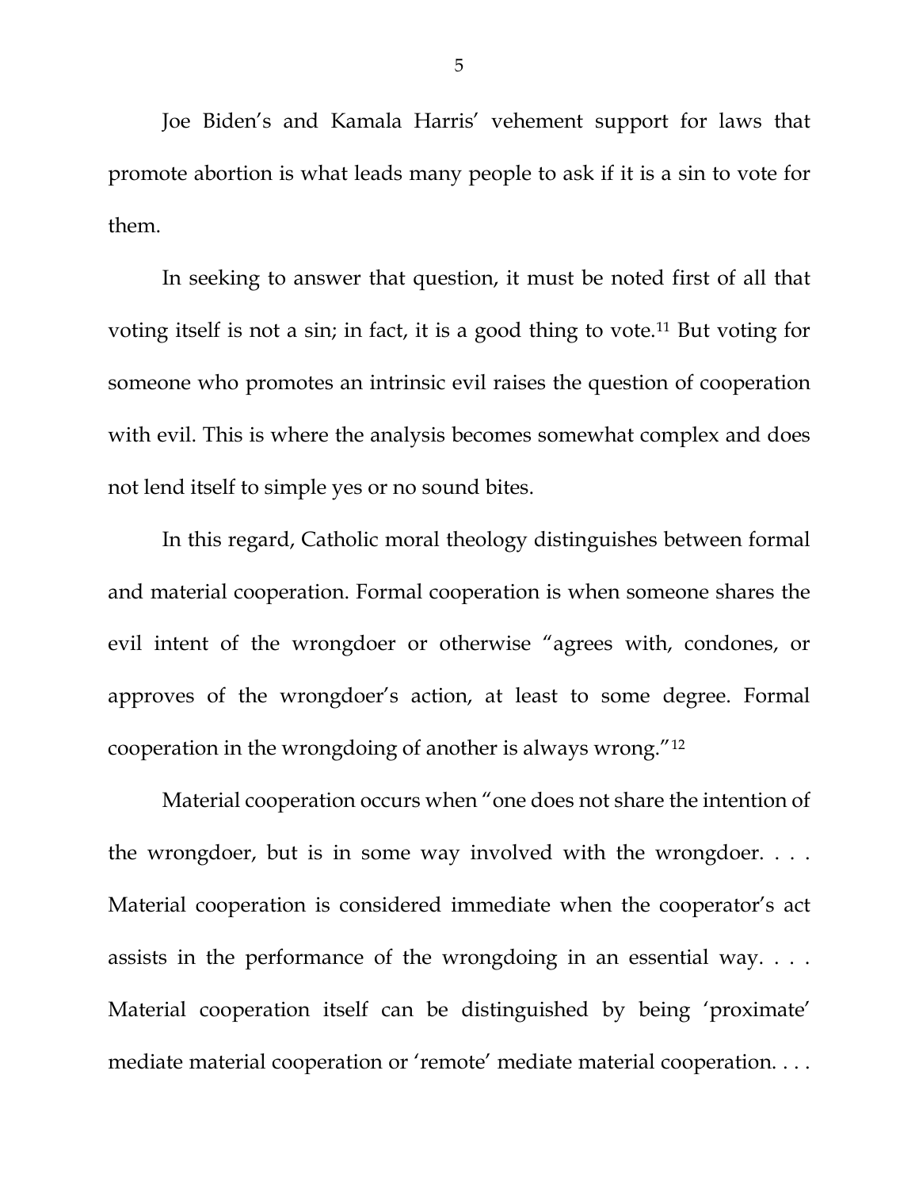Joe Biden's and Kamala Harris' vehement support for laws that promote abortion is what leads many people to ask if it is a sin to vote for them.

In seeking to answer that question, it must be noted first of all that voting itself is not a sin; in fact, it is a good thing to vote.[11] But voting for someone who promotes an intrinsic evil raises the question of cooperation with evil. This is where the analysis becomes somewhat complex and does not lend itself to simple yes or no sound bites.

In this regard, Catholic moral theology distinguishes between formal and material cooperation. Formal cooperation is when someone shares the evil intent of the wrongdoer or otherwise "agrees with, condones, or approves of the wrongdoer's action, at least to some degree. Formal cooperation in the wrongdoing of another is always wrong."[12]

Material cooperation occurs when "one does not share the intention of the wrongdoer, but is in some way involved with the wrongdoer. . . . Material cooperation is considered immediate when the cooperator's act assists in the performance of the wrongdoing in an essential way. . . . Material cooperation itself can be distinguished by being 'proximate' mediate material cooperation or 'remote' mediate material cooperation. . . .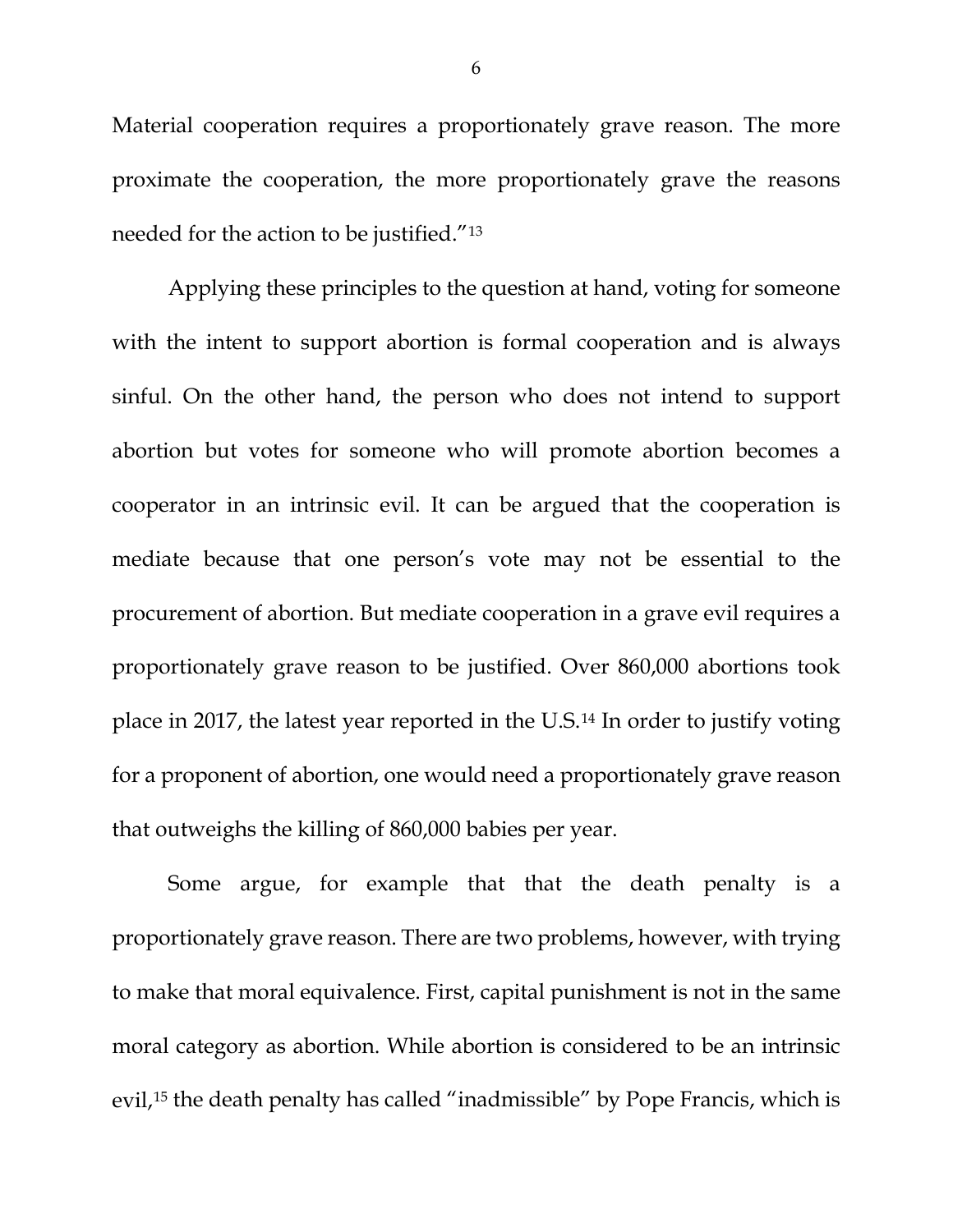Material cooperation requires a proportionately grave reason. The more proximate the cooperation, the more proportionately grave the reasons needed for the action to be justified."[13]

Applying these principles to the question at hand, voting for someone with the intent to support abortion is formal cooperation and is always sinful. On the other hand, the person who does not intend to support abortion but votes for someone who will promote abortion becomes a cooperator in an intrinsic evil. It can be argued that the cooperation is mediate because that one person's vote may not be essential to the procurement of abortion. But mediate cooperation in a grave evil requires a proportionately grave reason to be justified. Over 860,000 abortions took place in 2017, the latest year reported in the U.S.[14] In order to justify voting for a proponent of abortion, one would need a proportionately grave reason that outweighs the killing of 860,000 babies per year.

Some argue, for example that that the death penalty is a proportionately grave reason. There are two problems, however, with trying to make that moral equivalence. First, capital punishment is not in the same moral category as abortion. While abortion is considered to be an intrinsic evil,[15] the death penalty has called "inadmissible" by Pope Francis, which is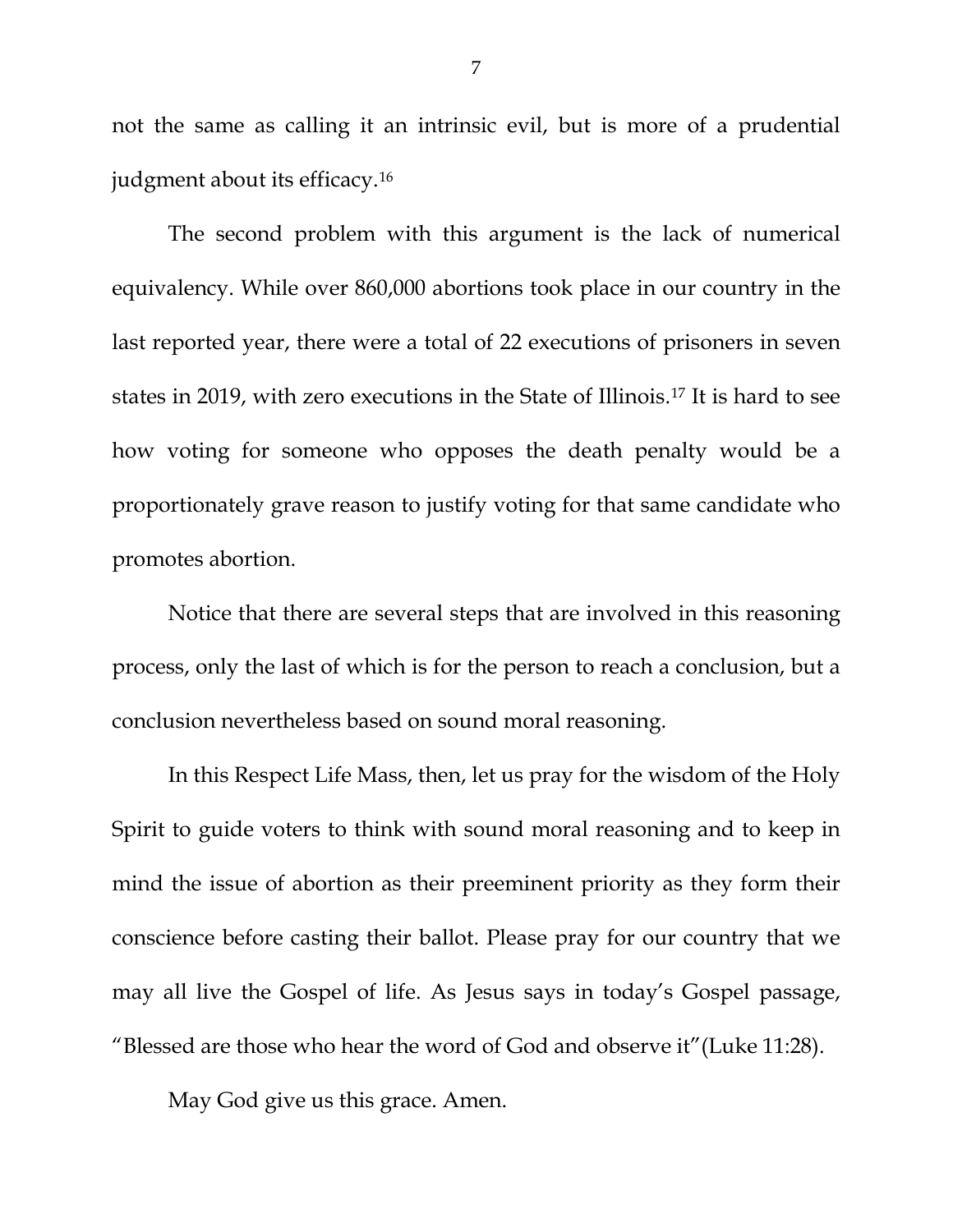not the same as calling it an intrinsic evil, but is more of a prudential judgment about its efficacy.[16]

The second problem with this argument is the lack of numerical equivalency. While over 860,000 abortions took place in our country in the last reported year, there were a total of 22 executions of prisoners in seven states in 2019, with zero executions in the State of Illinois.[17] It is hard to see how voting for someone who opposes the death penalty would be a proportionately grave reason to justify voting for that same candidate who promotes abortion.

Notice that there are several steps that are involved in this reasoning process, only the last of which is for the person to reach a conclusion, but a conclusion nevertheless based on sound moral reasoning.

In this Respect Life Mass, then, let us pray for the wisdom of the Holy Spirit to guide voters to think with sound moral reasoning and to keep in mind the issue of abortion as their preeminent priority as they form their conscience before casting their ballot. Please pray for our country that we may all live the Gospel of life. As Jesus says in today's Gospel passage, "Blessed are those who hear the word of God and observe it"(Luke 11:28).

May God give us this grace. Amen.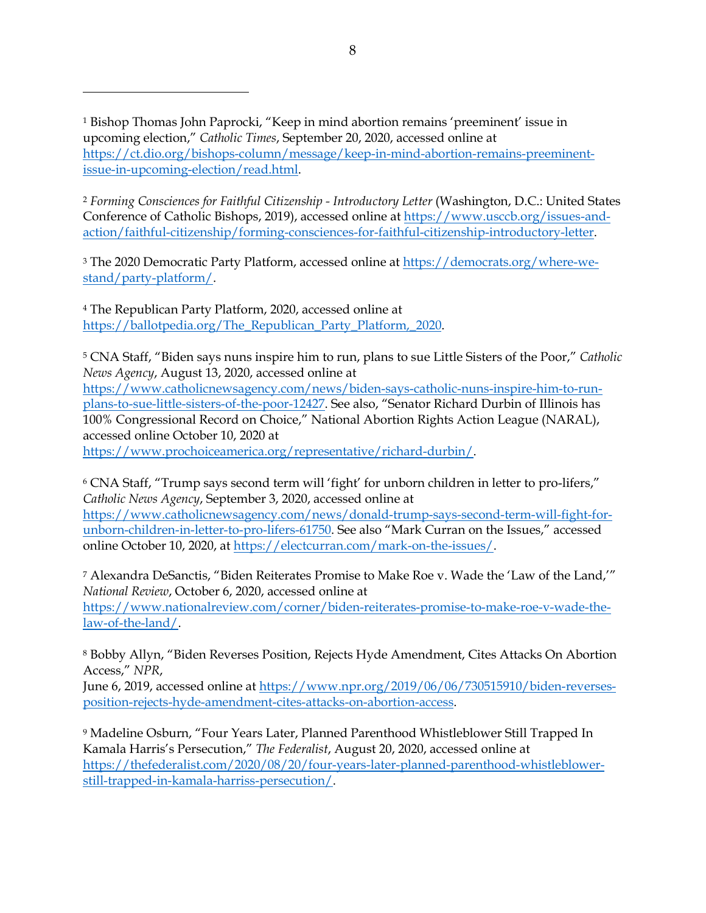[1] Bishop Thomas John Paprocki, "Keep in mind abortion remains 'preeminent' issue in upcoming election," *Catholic Times*, September 20, 2020, accessed online at https://ct.dio.org/bishops-column/message/keep-in-mind-abortion-remains-preeminent-issue-in-upcoming-election/read.html.

[2] *Forming Consciences for Faithful Citizenship - Introductory Letter* (Washington, D.C.: United States Conference of Catholic Bishops, 2019), accessed online at https://www.usccb.org/issues-and-action/faithful-citizenship/forming-consciences-for-faithful-citizenship-introductory-letter.

[3] The 2020 Democratic Party Platform, accessed online at https://democrats.org/where-we-stand/party-platform/.

[4] The Republican Party Platform, 2020, accessed online at https://ballotpedia.org/The_Republican_Party_Platform,_2020.

[5] CNA Staff, "Biden says nuns inspire him to run, plans to sue Little Sisters of the Poor," *Catholic News Agency*, August 13, 2020, accessed online at https://www.catholicnewsagency.com/news/biden-says-catholic-nuns-inspire-him-to-run-plans-to-sue-little-sisters-of-the-poor-12427. See also, "Senator Richard Durbin of Illinois has 100% Congressional Record on Choice," National Abortion Rights Action League (NARAL), accessed online October 10, 2020 at https://www.prochoiceamerica.org/representative/richard-durbin/.

[6] CNA Staff, "Trump says second term will 'fight' for unborn children in letter to pro-lifers," *Catholic News Agency*, September 3, 2020, accessed online at https://www.catholicnewsagency.com/news/donald-trump-says-second-term-will-fight-for-unborn-children-in-letter-to-pro-lifers-61750. See also "Mark Curran on the Issues," accessed online October 10, 2020, at https://electcurran.com/mark-on-the-issues/.

[7] Alexandra DeSanctis, "Biden Reiterates Promise to Make Roe v. Wade the 'Law of the Land,'" *National Review*, October 6, 2020, accessed online at https://www.nationalreview.com/corner/biden-reiterates-promise-to-make-roe-v-wade-the-law-of-the-land/.

[8] Bobby Allyn, "Biden Reverses Position, Rejects Hyde Amendment, Cites Attacks On Abortion Access," *NPR*,
June 6, 2019, accessed online at https://www.npr.org/2019/06/06/730515910/biden-reverses-position-rejects-hyde-amendment-cites-attacks-on-abortion-access.

[9] Madeline Osburn, "Four Years Later, Planned Parenthood Whistleblower Still Trapped In Kamala Harris's Persecution," *The Federalist*, August 20, 2020, accessed online at https://thefederalist.com/2020/08/20/four-years-later-planned-parenthood-whistleblower-still-trapped-in-kamala-harriss-persecution/.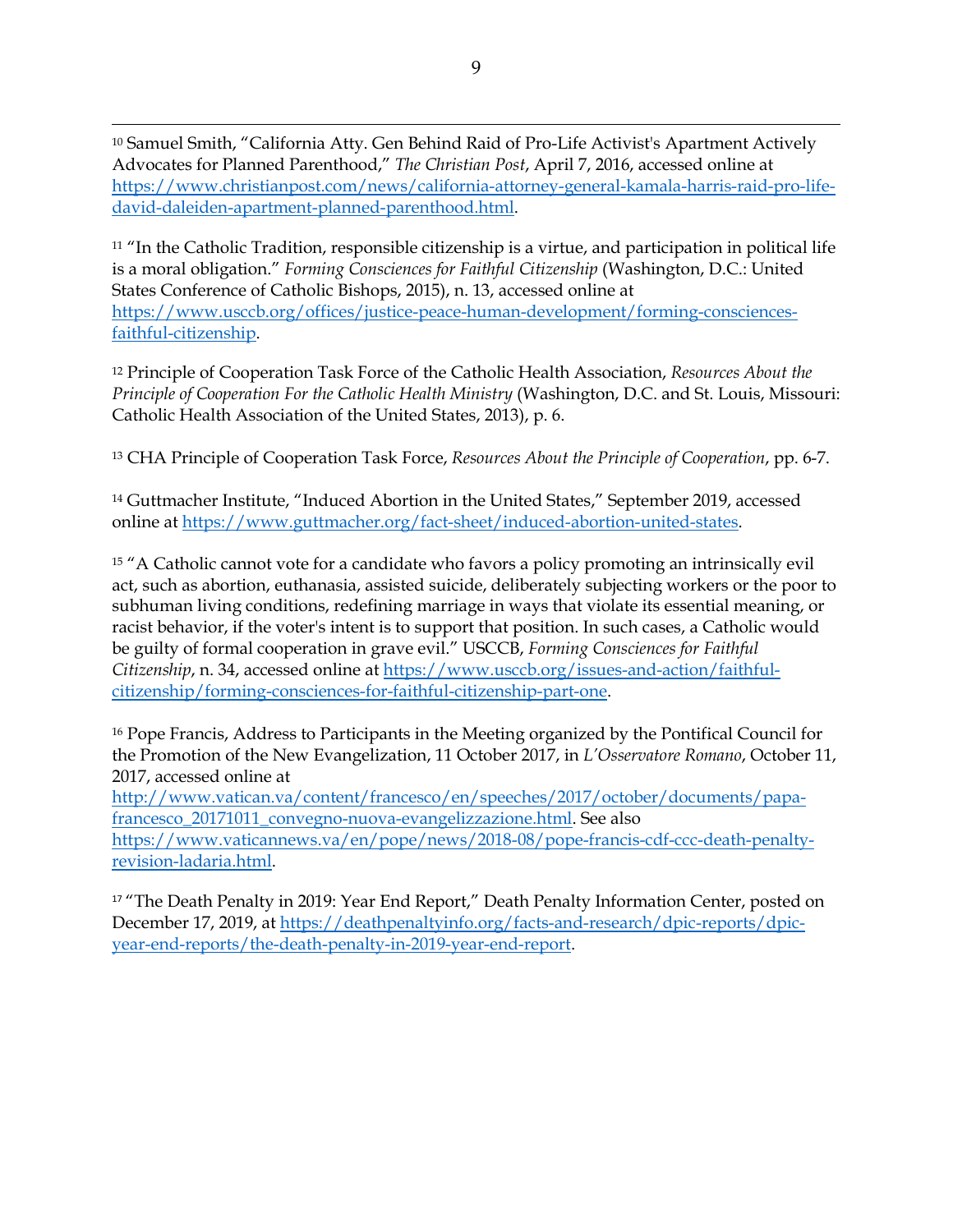[10] Samuel Smith, "California Atty. Gen Behind Raid of Pro-Life Activist's Apartment Actively Advocates for Planned Parenthood," *The Christian Post*, April 7, 2016, accessed online at https://www.christianpost.com/news/california-attorney-general-kamala-harris-raid-pro-life-david-daleiden-apartment-planned-parenthood.html.

[11] "In the Catholic Tradition, responsible citizenship is a virtue, and participation in political life is a moral obligation." *Forming Consciences for Faithful Citizenship* (Washington, D.C.: United States Conference of Catholic Bishops, 2015), n. 13, accessed online at https://www.usccb.org/offices/justice-peace-human-development/forming-consciences-faithful-citizenship.

[12] Principle of Cooperation Task Force of the Catholic Health Association, *Resources About the Principle of Cooperation For the Catholic Health Ministry* (Washington, D.C. and St. Louis, Missouri: Catholic Health Association of the United States, 2013), p. 6.

[13] CHA Principle of Cooperation Task Force, *Resources About the Principle of Cooperation*, pp. 6-7.

[14] Guttmacher Institute, "Induced Abortion in the United States," September 2019, accessed online at https://www.guttmacher.org/fact-sheet/induced-abortion-united-states.

[15] "A Catholic cannot vote for a candidate who favors a policy promoting an intrinsically evil act, such as abortion, euthanasia, assisted suicide, deliberately subjecting workers or the poor to subhuman living conditions, redefining marriage in ways that violate its essential meaning, or racist behavior, if the voter's intent is to support that position. In such cases, a Catholic would be guilty of formal cooperation in grave evil." USCCB, *Forming Consciences for Faithful Citizenship*, n. 34, accessed online at https://www.usccb.org/issues-and-action/faithful-citizenship/forming-consciences-for-faithful-citizenship-part-one.

[16] Pope Francis, Address to Participants in the Meeting organized by the Pontifical Council for the Promotion of the New Evangelization, 11 October 2017, in *L'Osservatore Romano*, October 11, 2017, accessed online at http://www.vatican.va/content/francesco/en/speeches/2017/october/documents/papa-francesco_20171011_convegno-nuova-evangelizzazione.html. See also https://www.vaticannews.va/en/pope/news/2018-08/pope-francis-cdf-ccc-death-penalty-revision-ladaria.html.

[17] "The Death Penalty in 2019: Year End Report," Death Penalty Information Center, posted on December 17, 2019, at https://deathpenaltyinfo.org/facts-and-research/dpic-reports/dpic-year-end-reports/the-death-penalty-in-2019-year-end-report.